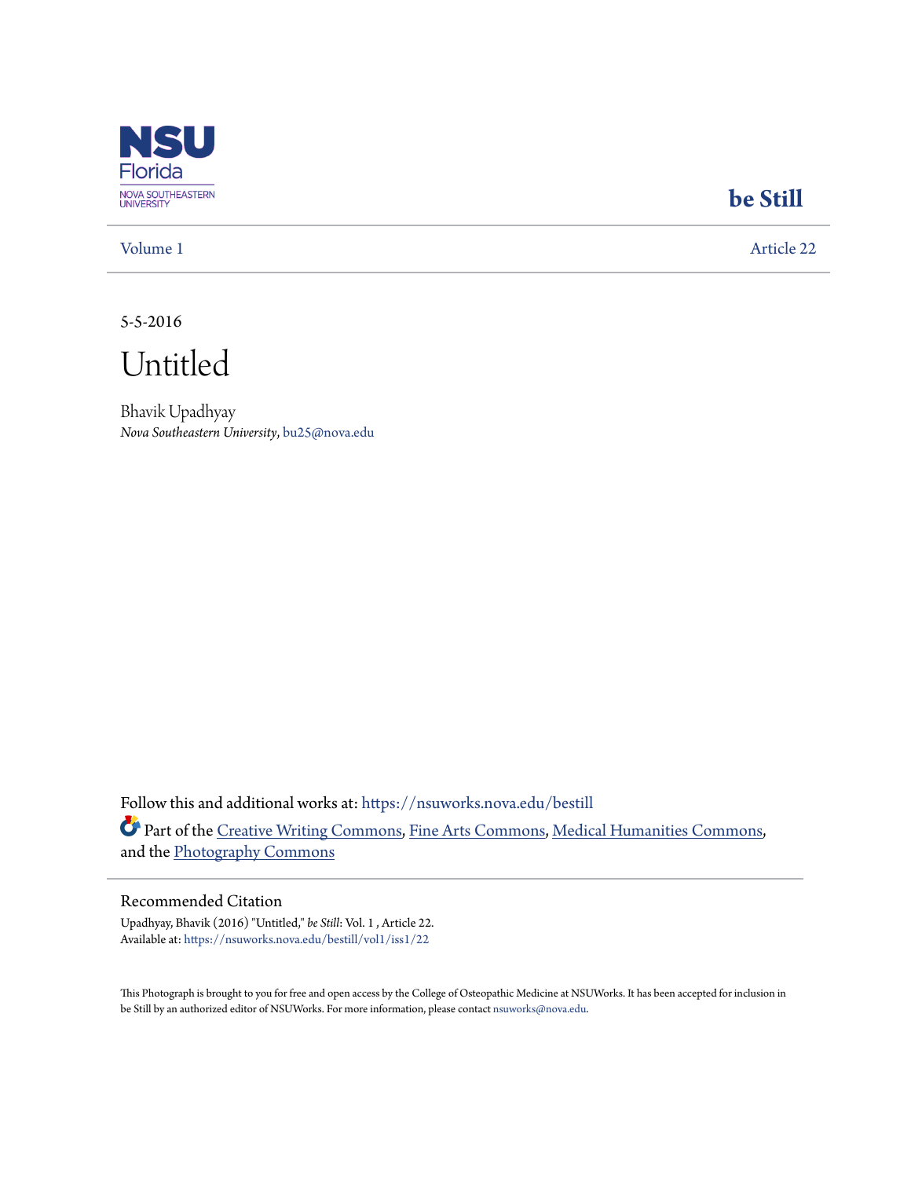NSU Florida
NOVA SOUTHEASTERN UNIVERSITY

**be Still**

Volume 1 | Article 22

5-5-2016

# Untitled

Bhavik Upadhyay
*Nova Southeastern University*, bu25@nova.edu

Follow this and additional works at: https://nsuworks.nova.edu/bestill

Part of the Creative Writing Commons, Fine Arts Commons, Medical Humanities Commons, and the Photography Commons

## Recommended Citation

Upadhyay, Bhavik (2016) "Untitled," *be Still*: Vol. 1 , Article 22.
Available at: https://nsuworks.nova.edu/bestill/vol1/iss1/22

This Photograph is brought to you for free and open access by the College of Osteopathic Medicine at NSUWorks. It has been accepted for inclusion in be Still by an authorized editor of NSUWorks. For more information, please contact nsuworks@nova.edu.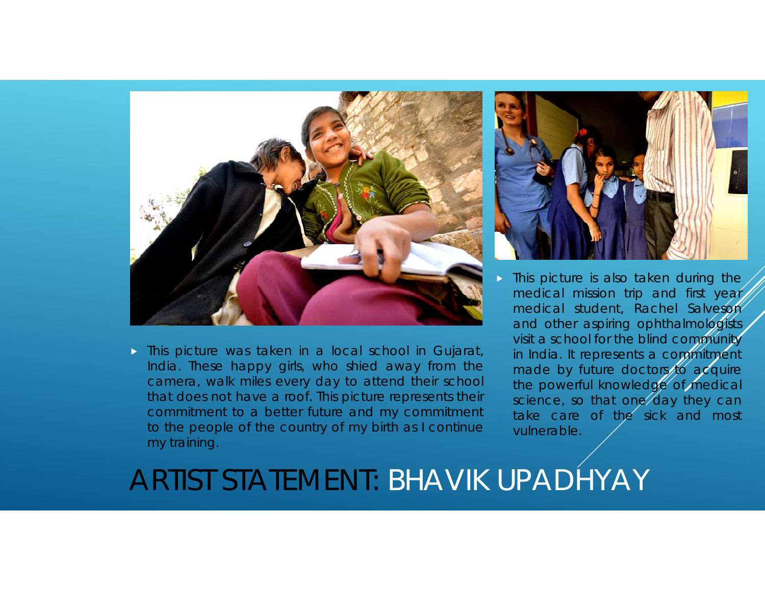- This picture was taken in a local school in Gujarat, India. These happy girls, who shied away from the camera, walk miles every day to attend their school that does not have a roof. This picture represents their commitment to a better future and my commitment to the people of the country of my birth as I continue my training.

- This picture is also taken during the medical mission trip and first year medical student, Rachel Salveson and other aspiring ophthalmologists visit a school for the blind community in India. It represents a commitment made by future doctors to acquire the powerful knowledge of medical science, so that one day they can take care of the sick and most vulnerable.

# ARTIST STATEMENT: BHAVIK UPADHYAY